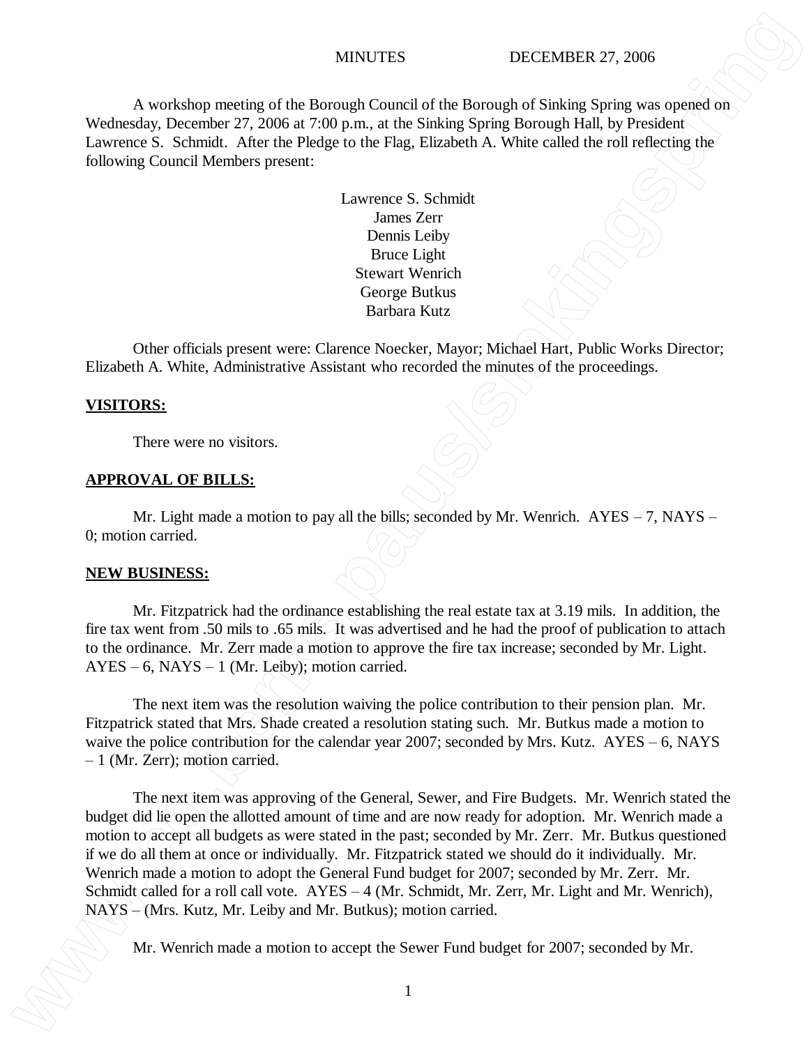MINUTES DECEMBER 27, 2006

A workshop meeting of the Borough Council of the Borough of Sinking Spring was opened on Wednesday, December 27, 2006 at 7:00 p.m., at the Sinking Spring Borough Hall, by President Lawrence S. Schmidt. After the Pledge to the Flag, Elizabeth A. White called the roll reflecting the following Council Members present:

Lawrence S. Schmidt
James Zerr
Dennis Leiby
Bruce Light
Stewart Wenrich
George Butkus
Barbara Kutz

Other officials present were: Clarence Noecker, Mayor; Michael Hart, Public Works Director; Elizabeth A. White, Administrative Assistant who recorded the minutes of the proceedings.

**VISITORS:**

There were no visitors.

**APPROVAL OF BILLS:**

Mr. Light made a motion to pay all the bills; seconded by Mr. Wenrich. AYES – 7, NAYS – 0; motion carried.

**NEW BUSINESS:**

Mr. Fitzpatrick had the ordinance establishing the real estate tax at 3.19 mils. In addition, the fire tax went from .50 mils to .65 mils. It was advertised and he had the proof of publication to attach to the ordinance. Mr. Zerr made a motion to approve the fire tax increase; seconded by Mr. Light. AYES – 6, NAYS – 1 (Mr. Leiby); motion carried.

The next item was the resolution waiving the police contribution to their pension plan. Mr. Fitzpatrick stated that Mrs. Shade created a resolution stating such. Mr. Butkus made a motion to waive the police contribution for the calendar year 2007; seconded by Mrs. Kutz. AYES – 6, NAYS – 1 (Mr. Zerr); motion carried.

The next item was approving of the General, Sewer, and Fire Budgets. Mr. Wenrich stated the budget did lie open the allotted amount of time and are now ready for adoption. Mr. Wenrich made a motion to accept all budgets as were stated in the past; seconded by Mr. Zerr. Mr. Butkus questioned if we do all them at once or individually. Mr. Fitzpatrick stated we should do it individually. Mr. Wenrich made a motion to adopt the General Fund budget for 2007; seconded by Mr. Zerr. Mr. Schmidt called for a roll call vote. AYES – 4 (Mr. Schmidt, Mr. Zerr, Mr. Light and Mr. Wenrich), NAYS – (Mrs. Kutz, Mr. Leiby and Mr. Butkus); motion carried.

Mr. Wenrich made a motion to accept the Sewer Fund budget for 2007; seconded by Mr.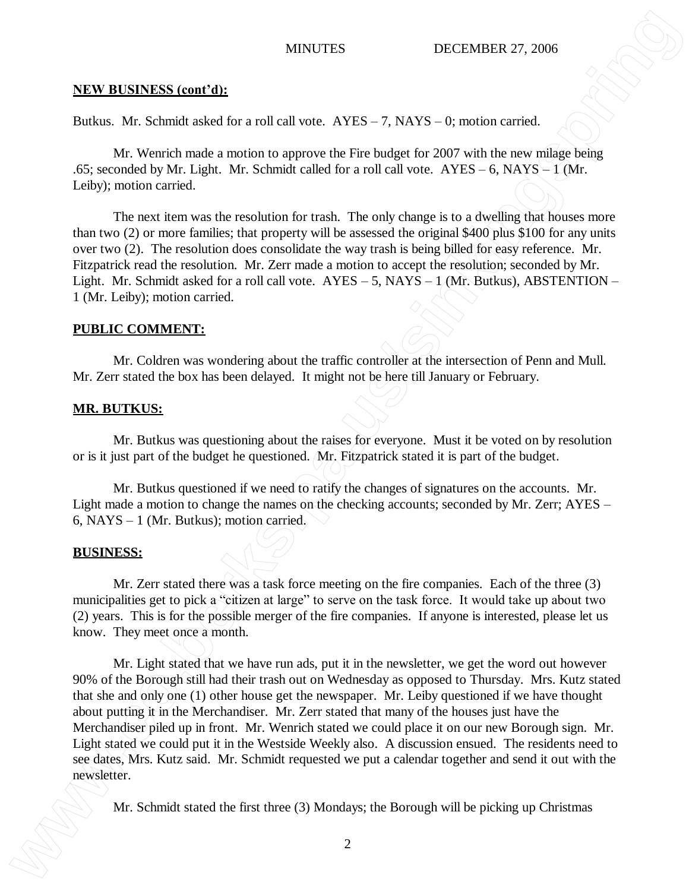**NEW BUSINESS (cont'd):**

Butkus. Mr. Schmidt asked for a roll call vote. AYES – 7, NAYS – 0; motion carried.

Mr. Wenrich made a motion to approve the Fire budget for 2007 with the new milage being .65; seconded by Mr. Light. Mr. Schmidt called for a roll call vote. AYES – 6, NAYS – 1 (Mr. Leiby); motion carried.

The next item was the resolution for trash. The only change is to a dwelling that houses more than two (2) or more families; that property will be assessed the original $400 plus $100 for any units over two (2). The resolution does consolidate the way trash is being billed for easy reference. Mr. Fitzpatrick read the resolution. Mr. Zerr made a motion to accept the resolution; seconded by Mr. Light. Mr. Schmidt asked for a roll call vote. AYES – 5, NAYS – 1 (Mr. Butkus), ABSTENTION – 1 (Mr. Leiby); motion carried.

**PUBLIC COMMENT:**

Mr. Coldren was wondering about the traffic controller at the intersection of Penn and Mull. Mr. Zerr stated the box has been delayed. It might not be here till January or February.

**MR. BUTKUS:**

Mr. Butkus was questioning about the raises for everyone. Must it be voted on by resolution or is it just part of the budget he questioned. Mr. Fitzpatrick stated it is part of the budget.

Mr. Butkus questioned if we need to ratify the changes of signatures on the accounts. Mr. Light made a motion to change the names on the checking accounts; seconded by Mr. Zerr; AYES – 6, NAYS – 1 (Mr. Butkus); motion carried.

**BUSINESS:**

Mr. Zerr stated there was a task force meeting on the fire companies. Each of the three (3) municipalities get to pick a "citizen at large" to serve on the task force. It would take up about two (2) years. This is for the possible merger of the fire companies. If anyone is interested, please let us know. They meet once a month.

Mr. Light stated that we have run ads, put it in the newsletter, we get the word out however 90% of the Borough still had their trash out on Wednesday as opposed to Thursday. Mrs. Kutz stated that she and only one (1) other house get the newspaper. Mr. Leiby questioned if we have thought about putting it in the Merchandiser. Mr. Zerr stated that many of the houses just have the Merchandiser piled up in front. Mr. Wenrich stated we could place it on our new Borough sign. Mr. Light stated we could put it in the Westside Weekly also. A discussion ensued. The residents need to see dates, Mrs. Kutz said. Mr. Schmidt requested we put a calendar together and send it out with the newsletter.

Mr. Schmidt stated the first three (3) Mondays; the Borough will be picking up Christmas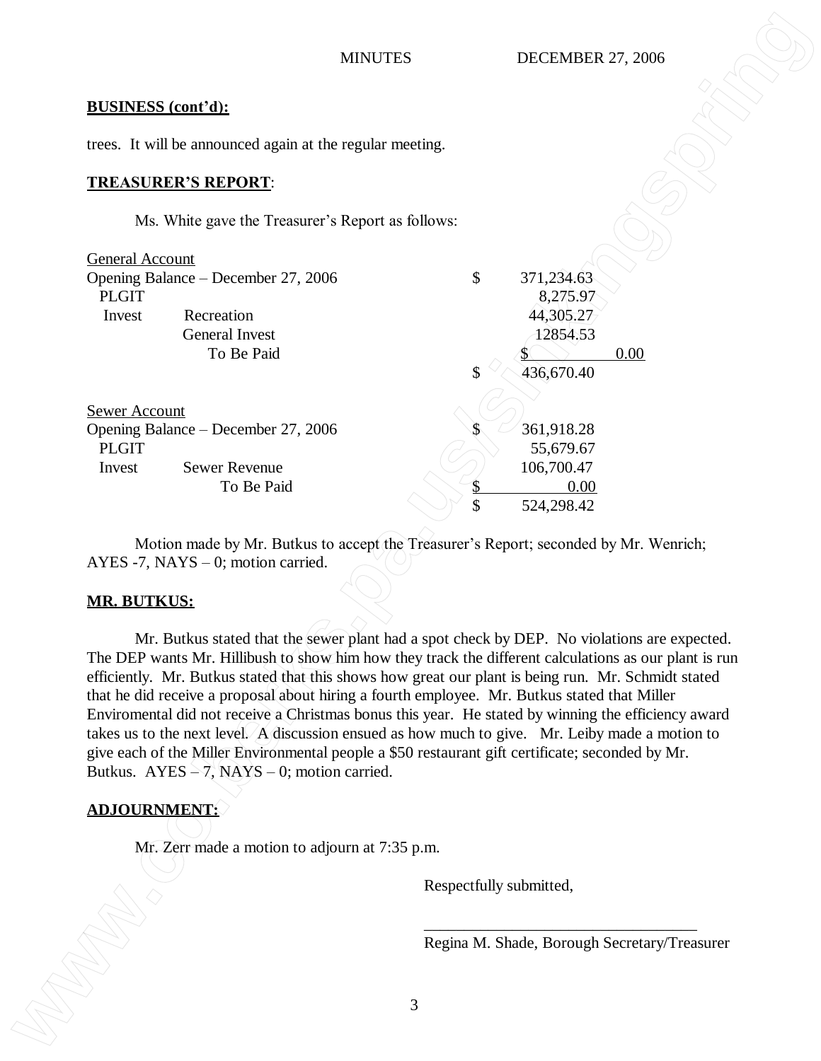**BUSINESS (cont'd):**

trees. It will be announced again at the regular meeting.

**TREASURER'S REPORT**:

Ms. White gave the Treasurer's Report as follows:

| | | | |
|---|---|---|---|
| General Account | | | |
| Opening Balance – December 27, 2006 | | $ | 371,234.63 |
| PLGIT | | | 8,275.97 |
| Invest | Recreation | | 44,305.27 |
| | General Invest | | 12854.53 |
| | To Be Paid | | $ 0.00 |
| | | $ | 436,670.40 |
| Sewer Account | | | |
| Opening Balance – December 27, 2006 | | $ | 361,918.28 |
| PLGIT | | | 55,679.67 |
| Invest | Sewer Revenue | | 106,700.47 |
| | To Be Paid | $ | 0.00 |
| | | $ | 524,298.42 |

Motion made by Mr. Butkus to accept the Treasurer's Report; seconded by Mr. Wenrich; AYES -7, NAYS – 0; motion carried.

**MR. BUTKUS:**

Mr. Butkus stated that the sewer plant had a spot check by DEP. No violations are expected. The DEP wants Mr. Hillibush to show him how they track the different calculations as our plant is run efficiently. Mr. Butkus stated that this shows how great our plant is being run. Mr. Schmidt stated that he did receive a proposal about hiring a fourth employee. Mr. Butkus stated that Miller Enviromental did not receive a Christmas bonus this year. He stated by winning the efficiency award takes us to the next level. A discussion ensued as how much to give. Mr. Leiby made a motion to give each of the Miller Environmental people a $50 restaurant gift certificate; seconded by Mr. Butkus. AYES – 7, NAYS – 0; motion carried.

**ADJOURNMENT:**

Mr. Zerr made a motion to adjourn at 7:35 p.m.

Respectfully submitted,

\_\_\_\_\_\_\_\_\_\_\_\_\_\_\_\_\_\_\_\_\_\_\_\_\_\_\_\_\_\_\_\_\_\_\_

Regina M. Shade, Borough Secretary/Treasurer